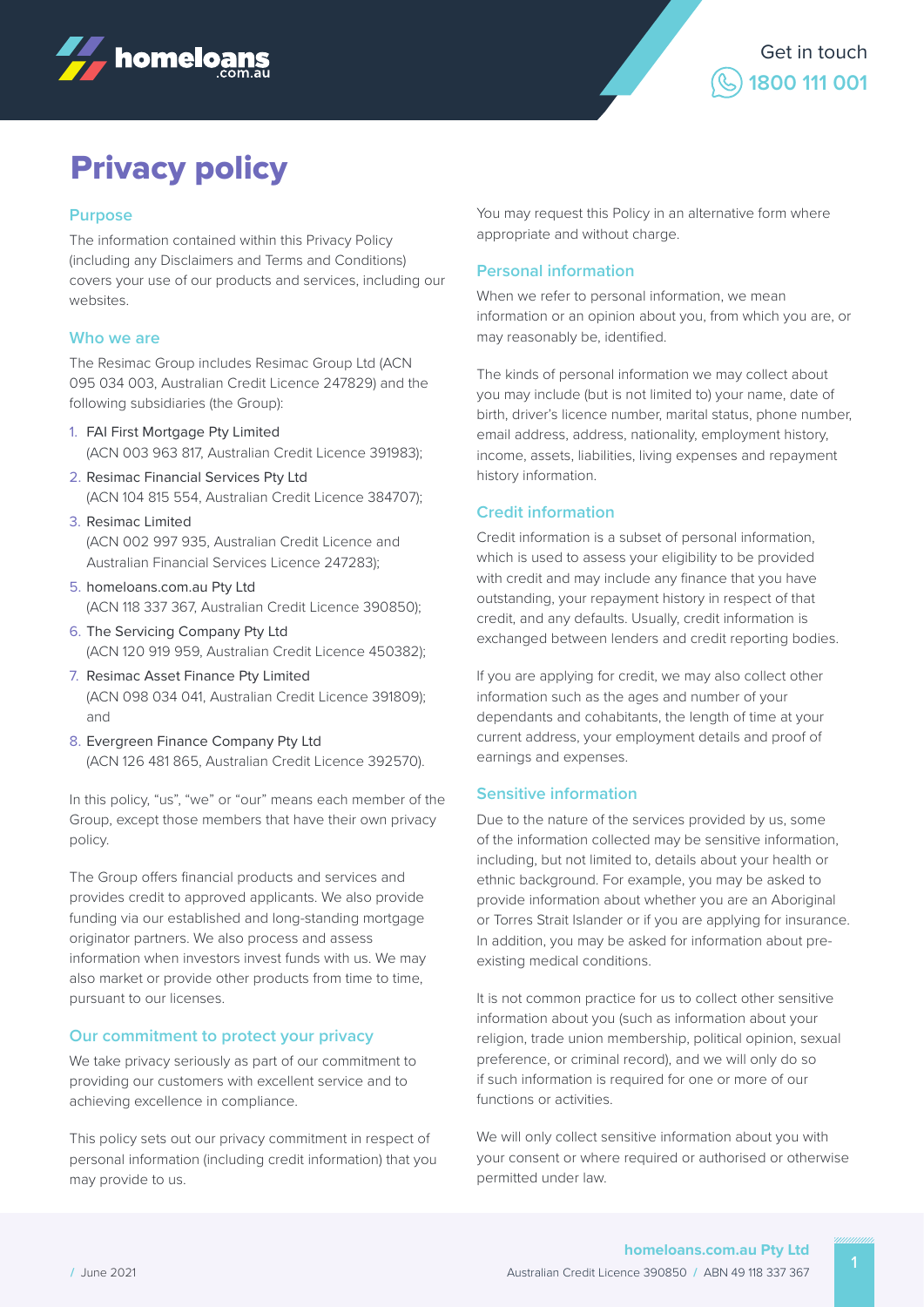# Privacy policy

## Purpose

The information contained within this Privacy Policy (including any Disclaimers and Terms and Conditions) covers your use of our products and services, including our websites.

## Who we are

The Resimac Group includes Resimac Group Ltd (ACN 095 034 003, Australian Credit Licence 247829) and the following subsidiaries (the Group):

1. FAI First Mortgage Pty Limited (ACN 003 963 817, Australian Credit Licence 391983);
2. Resimac Financial Services Pty Ltd (ACN 104 815 554, Australian Credit Licence 384707);
3. Resimac Limited (ACN 002 997 935, Australian Credit Licence and Australian Financial Services Licence 247283);
5. homeloans.com.au Pty Ltd (ACN 118 337 367, Australian Credit Licence 390850);
6. The Servicing Company Pty Ltd (ACN 120 919 959, Australian Credit Licence 450382);
7. Resimac Asset Finance Pty Limited (ACN 098 034 041, Australian Credit Licence 391809); and
8. Evergreen Finance Company Pty Ltd (ACN 126 481 865, Australian Credit Licence 392570).

In this policy, "us", "we" or "our" means each member of the Group, except those members that have their own privacy policy.

The Group offers financial products and services and provides credit to approved applicants. We also provide funding via our established and long-standing mortgage originator partners. We also process and assess information when investors invest funds with us. We may also market or provide other products from time to time, pursuant to our licenses.

## Our commitment to protect your privacy

We take privacy seriously as part of our commitment to providing our customers with excellent service and to achieving excellence in compliance.

This policy sets out our privacy commitment in respect of personal information (including credit information) that you may provide to us.

You may request this Policy in an alternative form where appropriate and without charge.

## Personal information

When we refer to personal information, we mean information or an opinion about you, from which you are, or may reasonably be, identified.

The kinds of personal information we may collect about you may include (but is not limited to) your name, date of birth, driver's licence number, marital status, phone number, email address, address, nationality, employment history, income, assets, liabilities, living expenses and repayment history information.

## Credit information

Credit information is a subset of personal information, which is used to assess your eligibility to be provided with credit and may include any finance that you have outstanding, your repayment history in respect of that credit, and any defaults. Usually, credit information is exchanged between lenders and credit reporting bodies.

If you are applying for credit, we may also collect other information such as the ages and number of your dependants and cohabitants, the length of time at your current address, your employment details and proof of earnings and expenses.

## Sensitive information

Due to the nature of the services provided by us, some of the information collected may be sensitive information, including, but not limited to, details about your health or ethnic background. For example, you may be asked to provide information about whether you are an Aboriginal or Torres Strait Islander or if you are applying for insurance. In addition, you may be asked for information about pre-existing medical conditions.

It is not common practice for us to collect other sensitive information about you (such as information about your religion, trade union membership, political opinion, sexual preference, or criminal record), and we will only do so if such information is required for one or more of our functions or activities.

We will only collect sensitive information about you with your consent or where required or authorised or otherwise permitted under law.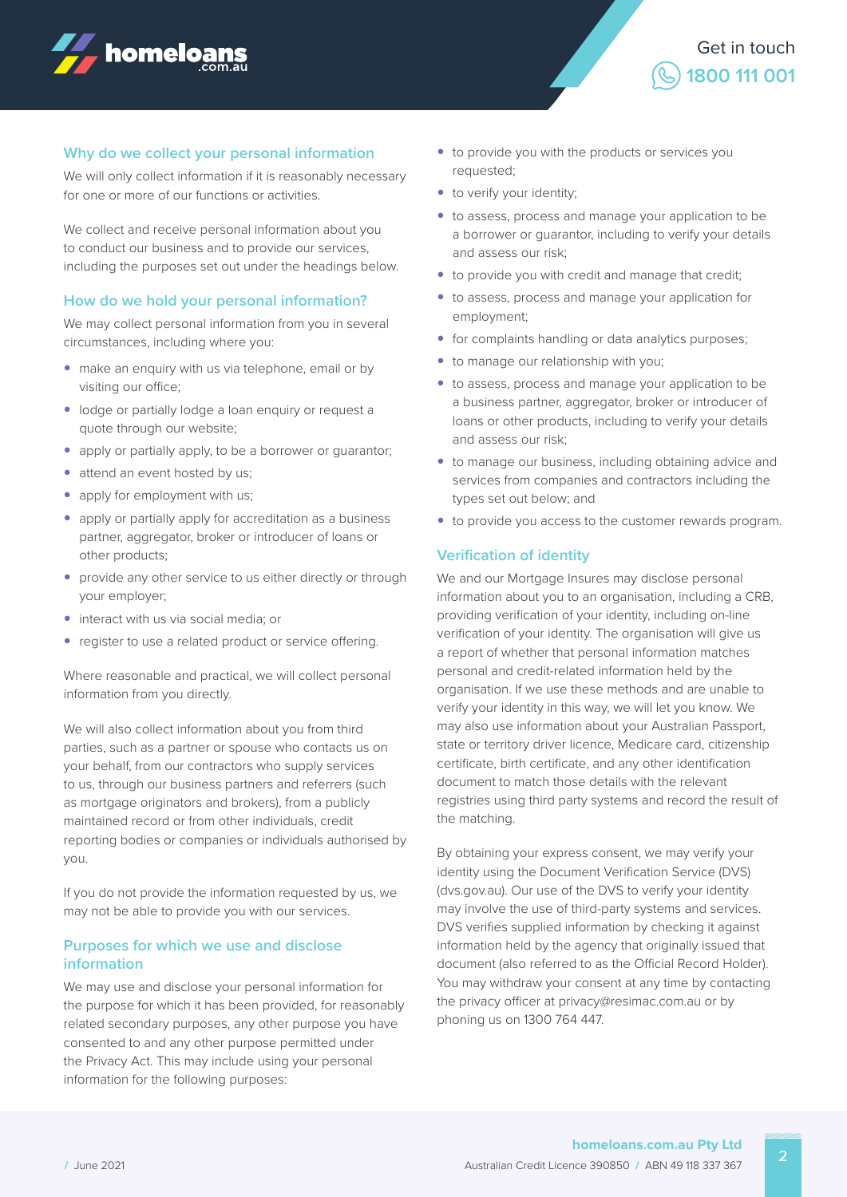## Why do we collect your personal information

We will only collect information if it is reasonably necessary for one or more of our functions or activities.

We collect and receive personal information about you to conduct our business and to provide our services, including the purposes set out under the headings below.

## How do we hold your personal information?

We may collect personal information from you in several circumstances, including where you:

- make an enquiry with us via telephone, email or by visiting our office;
- lodge or partially lodge a loan enquiry or request a quote through our website;
- apply or partially apply, to be a borrower or guarantor;
- attend an event hosted by us;
- apply for employment with us;
- apply or partially apply for accreditation as a business partner, aggregator, broker or introducer of loans or other products;
- provide any other service to us either directly or through your employer;
- interact with us via social media; or
- register to use a related product or service offering.

Where reasonable and practical, we will collect personal information from you directly.

We will also collect information about you from third parties, such as a partner or spouse who contacts us on your behalf, from our contractors who supply services to us, through our business partners and referrers (such as mortgage originators and brokers), from a publicly maintained record or from other individuals, credit reporting bodies or companies or individuals authorised by you.

If you do not provide the information requested by us, we may not be able to provide you with our services.

## Purposes for which we use and disclose information

We may use and disclose your personal information for the purpose for which it has been provided, for reasonably related secondary purposes, any other purpose you have consented to and any other purpose permitted under the Privacy Act. This may include using your personal information for the following purposes:

- to provide you with the products or services you requested;
- to verify your identity;
- to assess, process and manage your application to be a borrower or guarantor, including to verify your details and assess our risk;
- to provide you with credit and manage that credit;
- to assess, process and manage your application for employment;
- for complaints handling or data analytics purposes;
- to manage our relationship with you;
- to assess, process and manage your application to be a business partner, aggregator, broker or introducer of loans or other products, including to verify your details and assess our risk;
- to manage our business, including obtaining advice and services from companies and contractors including the types set out below; and
- to provide you access to the customer rewards program.

## Verification of identity

We and our Mortgage Insures may disclose personal information about you to an organisation, including a CRB, providing verification of your identity, including on-line verification of your identity. The organisation will give us a report of whether that personal information matches personal and credit-related information held by the organisation. If we use these methods and are unable to verify your identity in this way, we will let you know. We may also use information about your Australian Passport, state or territory driver licence, Medicare card, citizenship certificate, birth certificate, and any other identification document to match those details with the relevant registries using third party systems and record the result of the matching.

By obtaining your express consent, we may verify your identity using the Document Verification Service (DVS) (dvs.gov.au). Our use of the DVS to verify your identity may involve the use of third-party systems and services. DVS verifies supplied information by checking it against information held by the agency that originally issued that document (also referred to as the Official Record Holder). You may withdraw your consent at any time by contacting the privacy officer at privacy@resimac.com.au or by phoning us on 1300 764 447.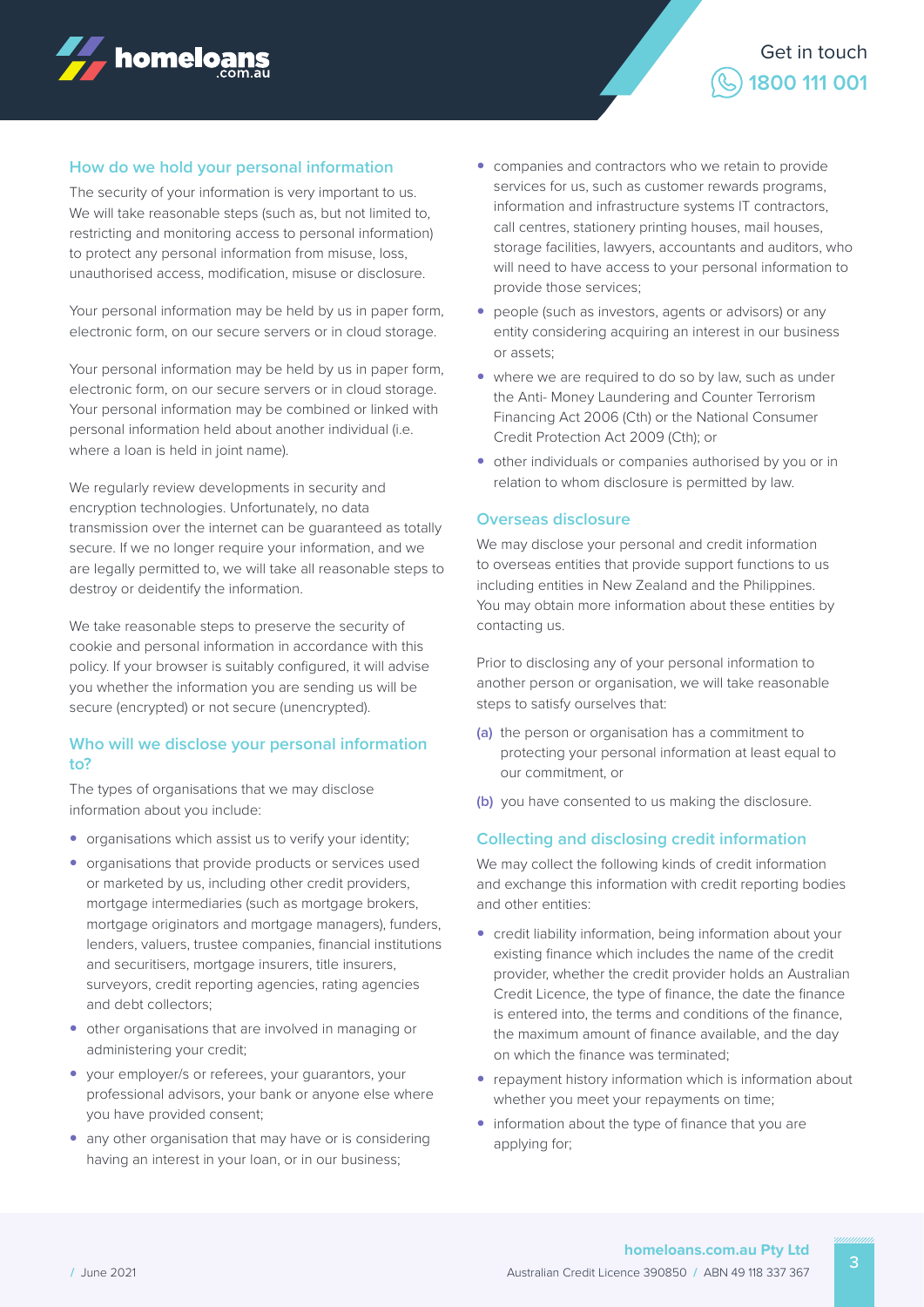## How do we hold your personal information

The security of your information is very important to us. We will take reasonable steps (such as, but not limited to, restricting and monitoring access to personal information) to protect any personal information from misuse, loss, unauthorised access, modification, misuse or disclosure.

Your personal information may be held by us in paper form, electronic form, on our secure servers or in cloud storage.

Your personal information may be held by us in paper form, electronic form, on our secure servers or in cloud storage. Your personal information may be combined or linked with personal information held about another individual (i.e. where a loan is held in joint name).

We regularly review developments in security and encryption technologies. Unfortunately, no data transmission over the internet can be guaranteed as totally secure. If we no longer require your information, and we are legally permitted to, we will take all reasonable steps to destroy or deidentify the information.

We take reasonable steps to preserve the security of cookie and personal information in accordance with this policy. If your browser is suitably configured, it will advise you whether the information you are sending us will be secure (encrypted) or not secure (unencrypted).

## Who will we disclose your personal information to?

The types of organisations that we may disclose information about you include:

- organisations which assist us to verify your identity;
- organisations that provide products or services used or marketed by us, including other credit providers, mortgage intermediaries (such as mortgage brokers, mortgage originators and mortgage managers), funders, lenders, valuers, trustee companies, financial institutions and securitisers, mortgage insurers, title insurers, surveyors, credit reporting agencies, rating agencies and debt collectors;
- other organisations that are involved in managing or administering your credit;
- your employer/s or referees, your guarantors, your professional advisors, your bank or anyone else where you have provided consent;
- any other organisation that may have or is considering having an interest in your loan, or in our business;
- companies and contractors who we retain to provide services for us, such as customer rewards programs, information and infrastructure systems IT contractors, call centres, stationery printing houses, mail houses, storage facilities, lawyers, accountants and auditors, who will need to have access to your personal information to provide those services;
- people (such as investors, agents or advisors) or any entity considering acquiring an interest in our business or assets;
- where we are required to do so by law, such as under the Anti- Money Laundering and Counter Terrorism Financing Act 2006 (Cth) or the National Consumer Credit Protection Act 2009 (Cth); or
- other individuals or companies authorised by you or in relation to whom disclosure is permitted by law.

## Overseas disclosure

We may disclose your personal and credit information to overseas entities that provide support functions to us including entities in New Zealand and the Philippines. You may obtain more information about these entities by contacting us.

Prior to disclosing any of your personal information to another person or organisation, we will take reasonable steps to satisfy ourselves that:

(a) the person or organisation has a commitment to protecting your personal information at least equal to our commitment, or

(b) you have consented to us making the disclosure.

## Collecting and disclosing credit information

We may collect the following kinds of credit information and exchange this information with credit reporting bodies and other entities:

- credit liability information, being information about your existing finance which includes the name of the credit provider, whether the credit provider holds an Australian Credit Licence, the type of finance, the date the finance is entered into, the terms and conditions of the finance, the maximum amount of finance available, and the day on which the finance was terminated;
- repayment history information which is information about whether you meet your repayments on time;
- information about the type of finance that you are applying for;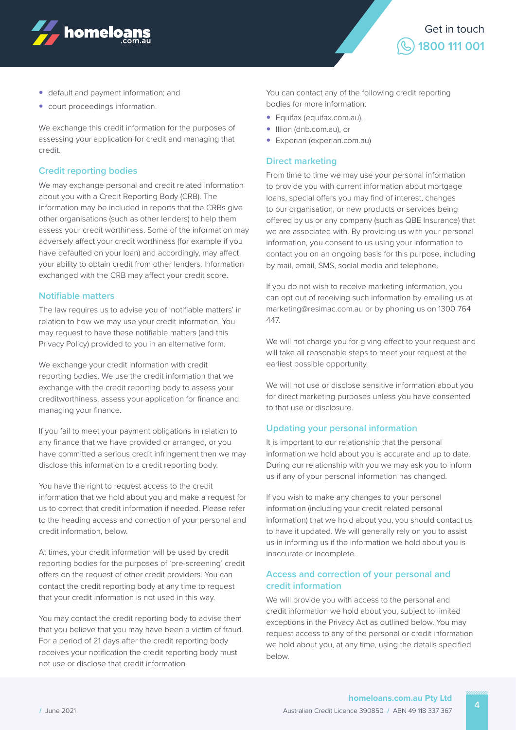- default and payment information; and
- court proceedings information.

We exchange this credit information for the purposes of assessing your application for credit and managing that credit.

### Credit reporting bodies

We may exchange personal and credit related information about you with a Credit Reporting Body (CRB). The information may be included in reports that the CRBs give other organisations (such as other lenders) to help them assess your credit worthiness. Some of the information may adversely affect your credit worthiness (for example if you have defaulted on your loan) and accordingly, may affect your ability to obtain credit from other lenders. Information exchanged with the CRB may affect your credit score.

### Notifiable matters

The law requires us to advise you of 'notifiable matters' in relation to how we may use your credit information. You may request to have these notifiable matters (and this Privacy Policy) provided to you in an alternative form.

We exchange your credit information with credit reporting bodies. We use the credit information that we exchange with the credit reporting body to assess your creditworthiness, assess your application for finance and managing your finance.

If you fail to meet your payment obligations in relation to any finance that we have provided or arranged, or you have committed a serious credit infringement then we may disclose this information to a credit reporting body.

You have the right to request access to the credit information that we hold about you and make a request for us to correct that credit information if needed. Please refer to the heading access and correction of your personal and credit information, below.

At times, your credit information will be used by credit reporting bodies for the purposes of 'pre-screening' credit offers on the request of other credit providers. You can contact the credit reporting body at any time to request that your credit information is not used in this way.

You may contact the credit reporting body to advise them that you believe that you may have been a victim of fraud. For a period of 21 days after the credit reporting body receives your notification the credit reporting body must not use or disclose that credit information.

You can contact any of the following credit reporting bodies for more information:

- Equifax (equifax.com.au),
- Illion (dnb.com.au), or
- Experian (experian.com.au)

### Direct marketing

From time to time we may use your personal information to provide you with current information about mortgage loans, special offers you may find of interest, changes to our organisation, or new products or services being offered by us or any company (such as QBE Insurance) that we are associated with. By providing us with your personal information, you consent to us using your information to contact you on an ongoing basis for this purpose, including by mail, email, SMS, social media and telephone.

If you do not wish to receive marketing information, you can opt out of receiving such information by emailing us at marketing@resimac.com.au or by phoning us on 1300 764 447.

We will not charge you for giving effect to your request and will take all reasonable steps to meet your request at the earliest possible opportunity.

We will not use or disclose sensitive information about you for direct marketing purposes unless you have consented to that use or disclosure.

### Updating your personal information

It is important to our relationship that the personal information we hold about you is accurate and up to date. During our relationship with you we may ask you to inform us if any of your personal information has changed.

If you wish to make any changes to your personal information (including your credit related personal information) that we hold about you, you should contact us to have it updated. We will generally rely on you to assist us in informing us if the information we hold about you is inaccurate or incomplete.

### Access and correction of your personal and credit information

We will provide you with access to the personal and credit information we hold about you, subject to limited exceptions in the Privacy Act as outlined below. You may request access to any of the personal or credit information we hold about you, at any time, using the details specified below.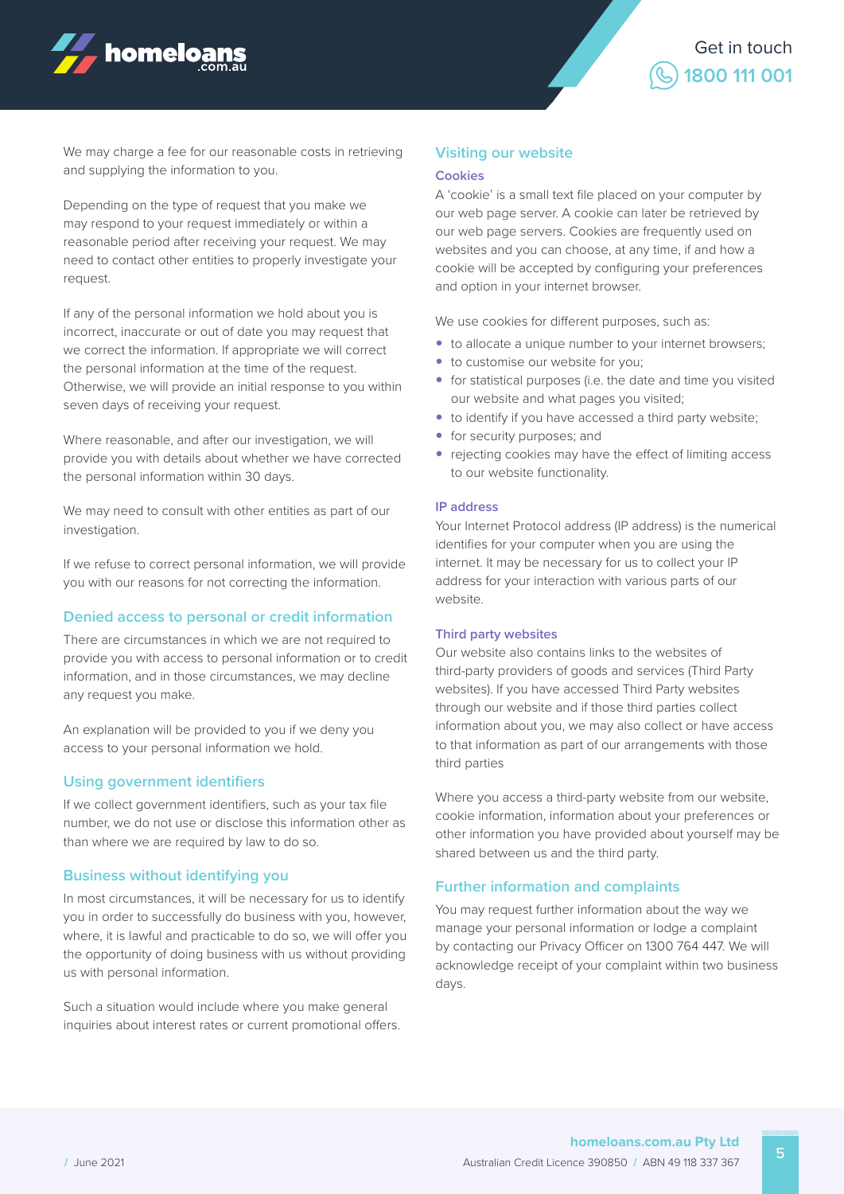We may charge a fee for our reasonable costs in retrieving and supplying the information to you.

Depending on the type of request that you make we may respond to your request immediately or within a reasonable period after receiving your request. We may need to contact other entities to properly investigate your request.

If any of the personal information we hold about you is incorrect, inaccurate or out of date you may request that we correct the information. If appropriate we will correct the personal information at the time of the request. Otherwise, we will provide an initial response to you within seven days of receiving your request.

Where reasonable, and after our investigation, we will provide you with details about whether we have corrected the personal information within 30 days.

We may need to consult with other entities as part of our investigation.

If we refuse to correct personal information, we will provide you with our reasons for not correcting the information.

## Denied access to personal or credit information

There are circumstances in which we are not required to provide you with access to personal information or to credit information, and in those circumstances, we may decline any request you make.

An explanation will be provided to you if we deny you access to your personal information we hold.

## Using government identifiers

If we collect government identifiers, such as your tax file number, we do not use or disclose this information other as than where we are required by law to do so.

## Business without identifying you

In most circumstances, it will be necessary for us to identify you in order to successfully do business with you, however, where, it is lawful and practicable to do so, we will offer you the opportunity of doing business with us without providing us with personal information.

Such a situation would include where you make general inquiries about interest rates or current promotional offers.

## Visiting our website

### Cookies

A 'cookie' is a small text file placed on your computer by our web page server. A cookie can later be retrieved by our web page servers. Cookies are frequently used on websites and you can choose, at any time, if and how a cookie will be accepted by configuring your preferences and option in your internet browser.

We use cookies for different purposes, such as:

- to allocate a unique number to your internet browsers;
- to customise our website for you;
- for statistical purposes (i.e. the date and time you visited our website and what pages you visited;
- to identify if you have accessed a third party website;
- for security purposes; and
- rejecting cookies may have the effect of limiting access to our website functionality.

### IP address

Your Internet Protocol address (IP address) is the numerical identifies for your computer when you are using the internet. It may be necessary for us to collect your IP address for your interaction with various parts of our website.

### Third party websites

Our website also contains links to the websites of third-party providers of goods and services (Third Party websites). If you have accessed Third Party websites through our website and if those third parties collect information about you, we may also collect or have access to that information as part of our arrangements with those third parties

Where you access a third-party website from our website, cookie information, information about your preferences or other information you have provided about yourself may be shared between us and the third party.

## Further information and complaints

You may request further information about the way we manage your personal information or lodge a complaint by contacting our Privacy Officer on 1300 764 447. We will acknowledge receipt of your complaint within two business days.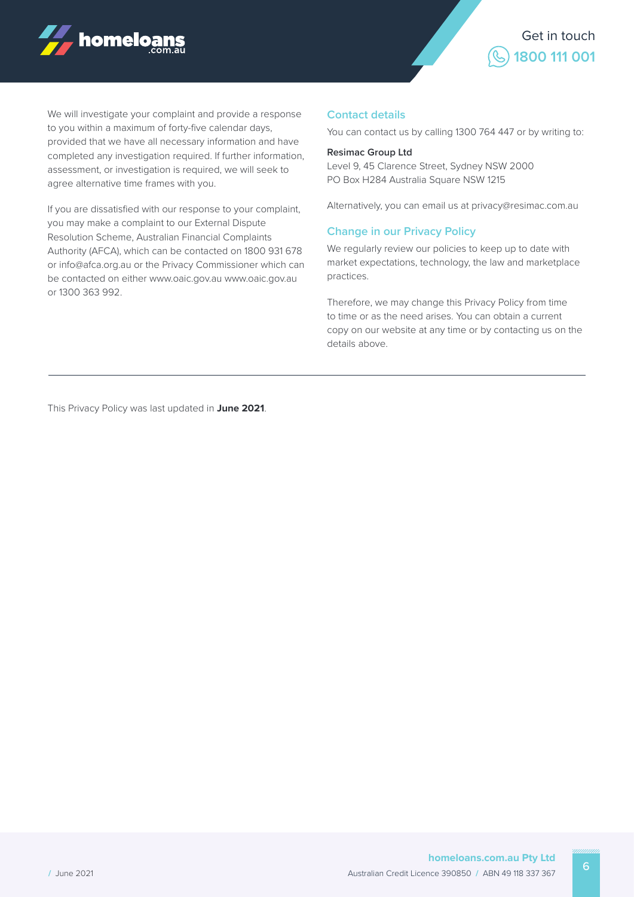We will investigate your complaint and provide a response to you within a maximum of forty-five calendar days, provided that we have all necessary information and have completed any investigation required. If further information, assessment, or investigation is required, we will seek to agree alternative time frames with you.

If you are dissatisfied with our response to your complaint, you may make a complaint to our External Dispute Resolution Scheme, Australian Financial Complaints Authority (AFCA), which can be contacted on 1800 931 678 or info@afca.org.au or the Privacy Commissioner which can be contacted on either www.oaic.gov.au www.oaic.gov.au or 1300 363 992.

## Contact details

You can contact us by calling 1300 764 447 or by writing to:

**Resimac Group Ltd**
Level 9, 45 Clarence Street, Sydney NSW 2000
PO Box H284 Australia Square NSW 1215

Alternatively, you can email us at privacy@resimac.com.au

## Change in our Privacy Policy

We regularly review our policies to keep up to date with market expectations, technology, the law and marketplace practices.

Therefore, we may change this Privacy Policy from time to time or as the need arises. You can obtain a current copy on our website at any time or by contacting us on the details above.

---

This Privacy Policy was last updated in **June 2021**.